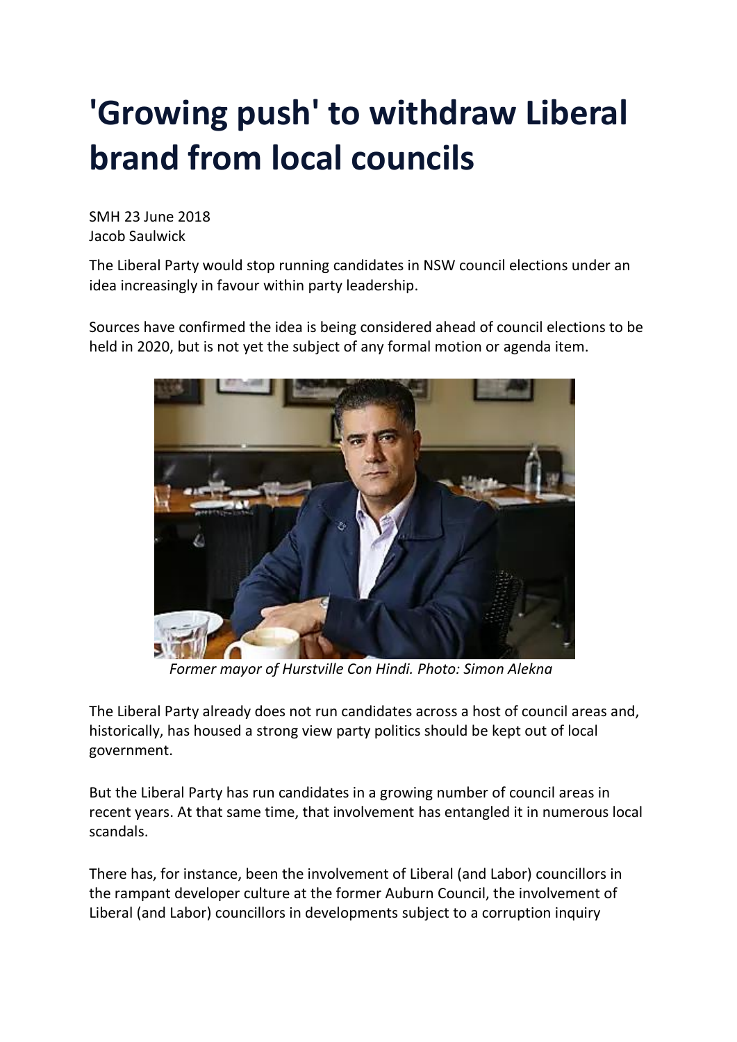# 'Growing push' to withdraw Liberal brand from local councils

SMH 23 June 2018
Jacob Saulwick

The Liberal Party would stop running candidates in NSW council elections under an idea increasingly in favour within party leadership.

Sources have confirmed the idea is being considered ahead of council elections to be held in 2020, but is not yet the subject of any formal motion or agenda item.

*Former mayor of Hurstville Con Hindi. Photo: Simon Alekna*

The Liberal Party already does not run candidates across a host of council areas and, historically, has housed a strong view party politics should be kept out of local government.

But the Liberal Party has run candidates in a growing number of council areas in recent years. At that same time, that involvement has entangled it in numerous local scandals.

There has, for instance, been the involvement of Liberal (and Labor) councillors in the rampant developer culture at the former Auburn Council, the involvement of Liberal (and Labor) councillors in developments subject to a corruption inquiry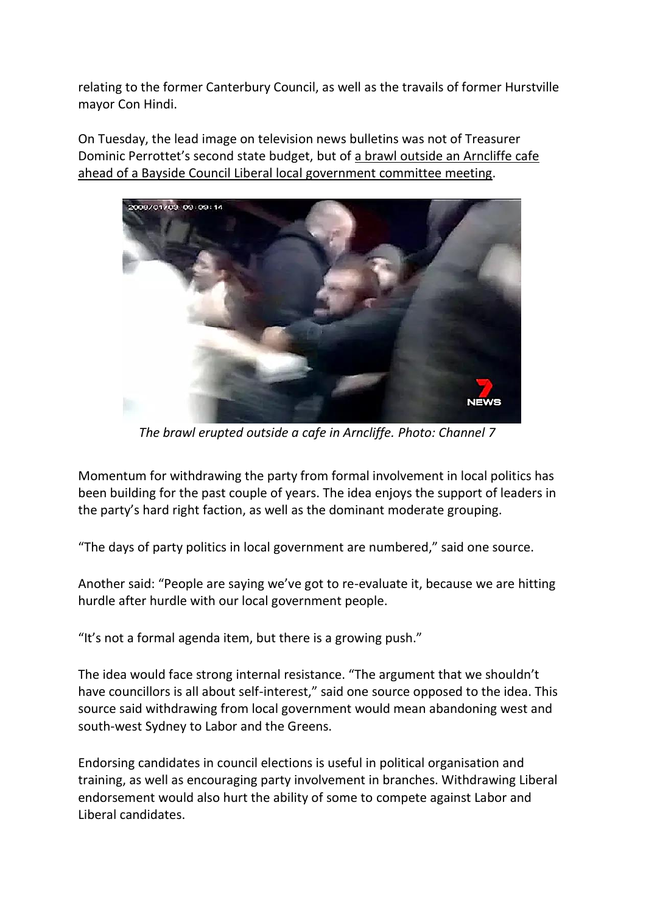relating to the former Canterbury Council, as well as the travails of former Hurstville mayor Con Hindi.

On Tuesday, the lead image on television news bulletins was not of Treasurer Dominic Perrottet's second state budget, but of a brawl outside an Arncliffe cafe ahead of a Bayside Council Liberal local government committee meeting.

*The brawl erupted outside a cafe in Arncliffe. Photo: Channel 7*

Momentum for withdrawing the party from formal involvement in local politics has been building for the past couple of years. The idea enjoys the support of leaders in the party's hard right faction, as well as the dominant moderate grouping.

"The days of party politics in local government are numbered," said one source.

Another said: "People are saying we've got to re-evaluate it, because we are hitting hurdle after hurdle with our local government people.

"It's not a formal agenda item, but there is a growing push."

The idea would face strong internal resistance. "The argument that we shouldn't have councillors is all about self-interest," said one source opposed to the idea. This source said withdrawing from local government would mean abandoning west and south-west Sydney to Labor and the Greens.

Endorsing candidates in council elections is useful in political organisation and training, as well as encouraging party involvement in branches. Withdrawing Liberal endorsement would also hurt the ability of some to compete against Labor and Liberal candidates.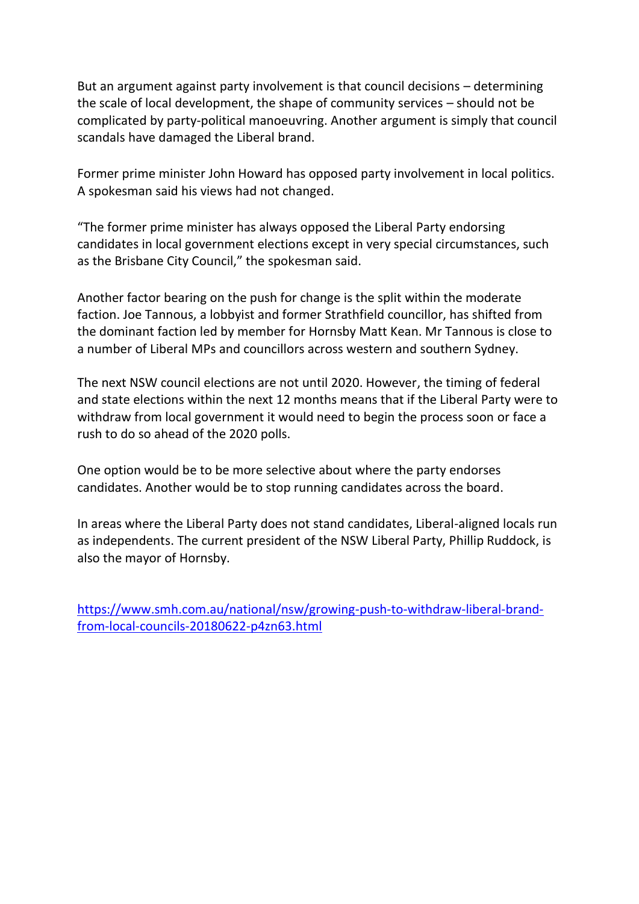But an argument against party involvement is that council decisions – determining the scale of local development, the shape of community services – should not be complicated by party-political manoeuvring. Another argument is simply that council scandals have damaged the Liberal brand.

Former prime minister John Howard has opposed party involvement in local politics. A spokesman said his views had not changed.

"The former prime minister has always opposed the Liberal Party endorsing candidates in local government elections except in very special circumstances, such as the Brisbane City Council," the spokesman said.

Another factor bearing on the push for change is the split within the moderate faction. Joe Tannous, a lobbyist and former Strathfield councillor, has shifted from the dominant faction led by member for Hornsby Matt Kean. Mr Tannous is close to a number of Liberal MPs and councillors across western and southern Sydney.

The next NSW council elections are not until 2020. However, the timing of federal and state elections within the next 12 months means that if the Liberal Party were to withdraw from local government it would need to begin the process soon or face a rush to do so ahead of the 2020 polls.

One option would be to be more selective about where the party endorses candidates. Another would be to stop running candidates across the board.

In areas where the Liberal Party does not stand candidates, Liberal-aligned locals run as independents. The current president of the NSW Liberal Party, Phillip Ruddock, is also the mayor of Hornsby.

[https://www.smh.com.au/national/nsw/growing-push-to-withdraw-liberal-brand-from-local-councils-20180622-p4zn63.html](https://www.smh.com.au/national/nsw/growing-push-to-withdraw-liberal-brand-from-local-councils-20180622-p4zn63.html)